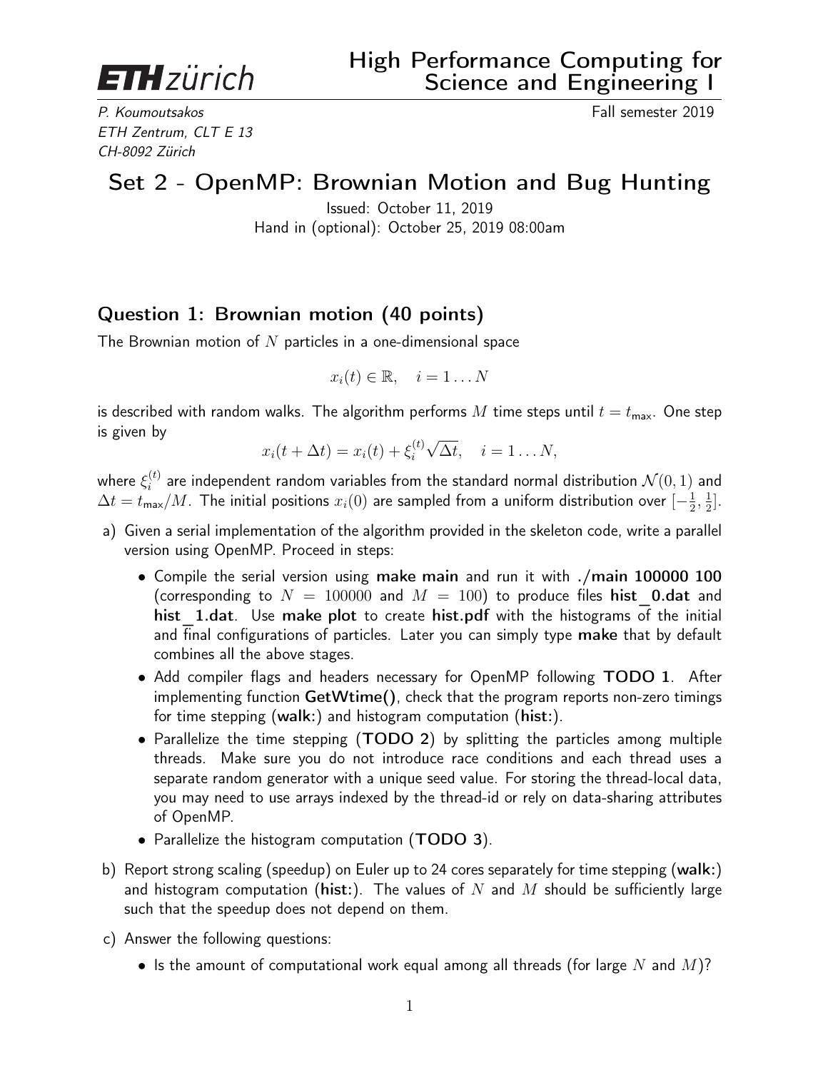**ETH zürich**

# High Performance Computing for Science and Engineering I

*P. Koumoutsakos*
*ETH Zentrum, CLT E 13*
*CH-8092 Zürich*

Fall semester 2019

## Set 2 - OpenMP: Brownian Motion and Bug Hunting

Issued: October 11, 2019
Hand in (optional): October 25, 2019 08:00am

### Question 1: Brownian motion (40 points)

The Brownian motion of $N$ particles in a one-dimensional space

$$x_i(t) \in \mathbb{R}, \quad i = 1 \ldots N$$

is described with random walks. The algorithm performs $M$ time steps until $t = t_{\max}$. One step is given by

$$x_i(t + \Delta t) = x_i(t) + \xi_i^{(t)} \sqrt{\Delta t}, \quad i = 1 \ldots N,$$

where $\xi_i^{(t)}$ are independent random variables from the standard normal distribution $\mathcal{N}(0, 1)$ and $\Delta t = t_{\max}/M$. The initial positions $x_i(0)$ are sampled from a uniform distribution over $[-\frac{1}{2}, \frac{1}{2}]$.

a) Given a serial implementation of the algorithm provided in the skeleton code, write a parallel version using OpenMP. Proceed in steps:

- Compile the serial version using **make main** and run it with **./main 100000 100** (corresponding to $N = 100000$ and $M = 100$) to produce files **hist_0.dat** and **hist_1.dat**. Use **make plot** to create **hist.pdf** with the histograms of the initial and final configurations of particles. Later you can simply type **make** that by default combines all the above stages.
- Add compiler flags and headers necessary for OpenMP following **TODO 1**. After implementing function **GetWtime()**, check that the program reports non-zero timings for time stepping (**walk:**) and histogram computation (**hist:**).
- Parallelize the time stepping (**TODO 2**) by splitting the particles among multiple threads. Make sure you do not introduce race conditions and each thread uses a separate random generator with a unique seed value. For storing the thread-local data, you may need to use arrays indexed by the thread-id or rely on data-sharing attributes of OpenMP.
- Parallelize the histogram computation (**TODO 3**).

b) Report strong scaling (speedup) on Euler up to 24 cores separately for time stepping (**walk:**) and histogram computation (**hist:**). The values of $N$ and $M$ should be sufficiently large such that the speedup does not depend on them.

c) Answer the following questions:

- Is the amount of computational work equal among all threads (for large $N$ and $M$)?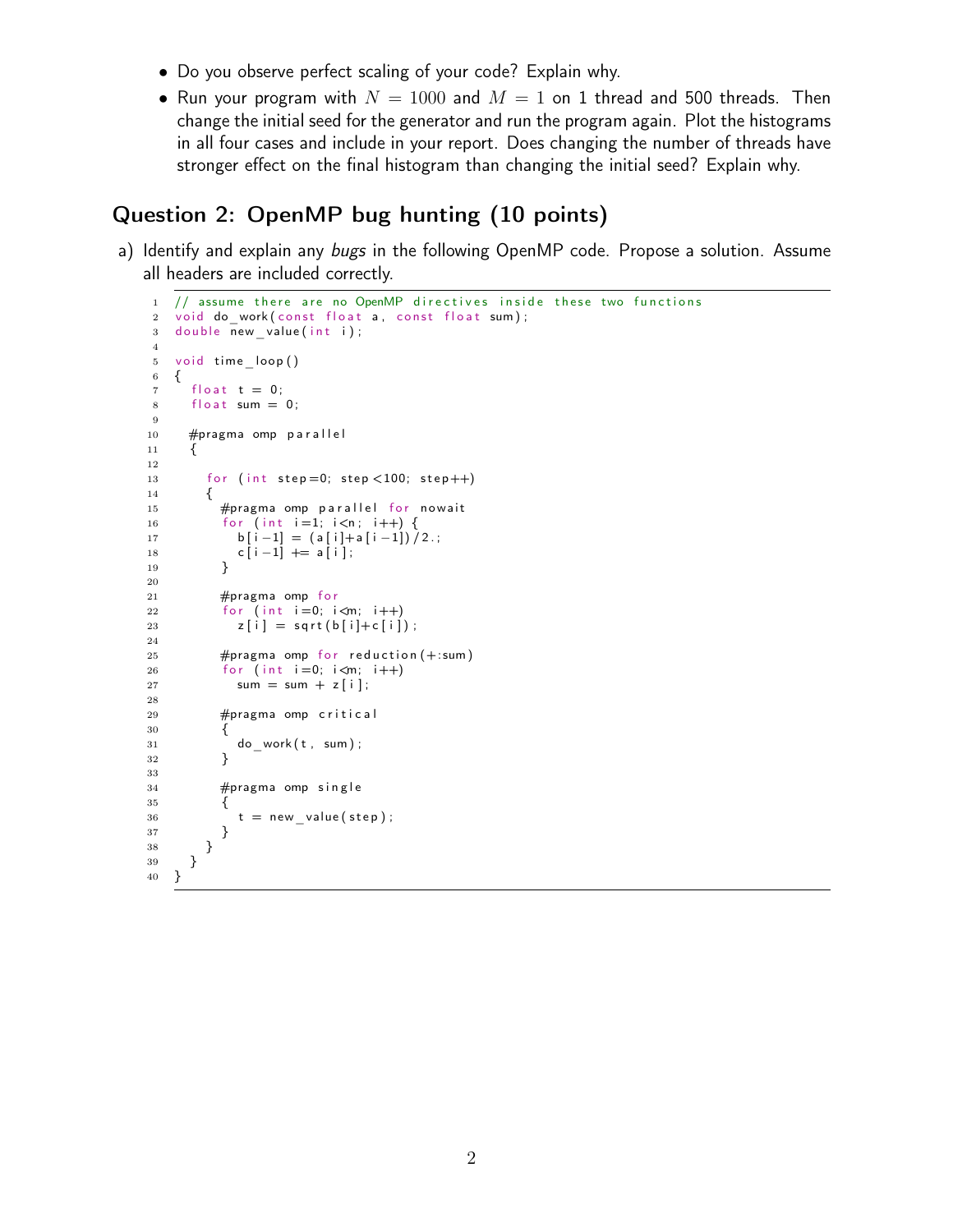- Do you observe perfect scaling of your code? Explain why.
- Run your program with $N = 1000$ and $M = 1$ on 1 thread and 500 threads. Then change the initial seed for the generator and run the program again. Plot the histograms in all four cases and include in your report. Does changing the number of threads have stronger effect on the final histogram than changing the initial seed? Explain why.

## Question 2: OpenMP bug hunting (10 points)

a) Identify and explain any *bugs* in the following OpenMP code. Propose a solution. Assume all headers are included correctly.

```
// assume there are no OpenMP directives inside these two functions
void do_work(const float a, const float sum);
double new_value(int i);

void time_loop()
{
  float t = 0;
  float sum = 0;

  #pragma omp parallel
  {

    for (int step=0; step<100; step++)
    {
      #pragma omp parallel for nowait
      for (int i=1; i<n; i++) {
        b[i-1] = (a[i]+a[i-1])/2.;
        c[i-1] += a[i];
      }

      #pragma omp for
      for (int i=0; i<m; i++)
        z[i] = sqrt(b[i]+c[i]);

      #pragma omp for reduction(+:sum)
      for (int i=0; i<m; i++)
        sum = sum + z[i];

      #pragma omp critical
      {
        do_work(t, sum);
      }

      #pragma omp single
      {
        t = new_value(step);
      }
    }
  }
}
```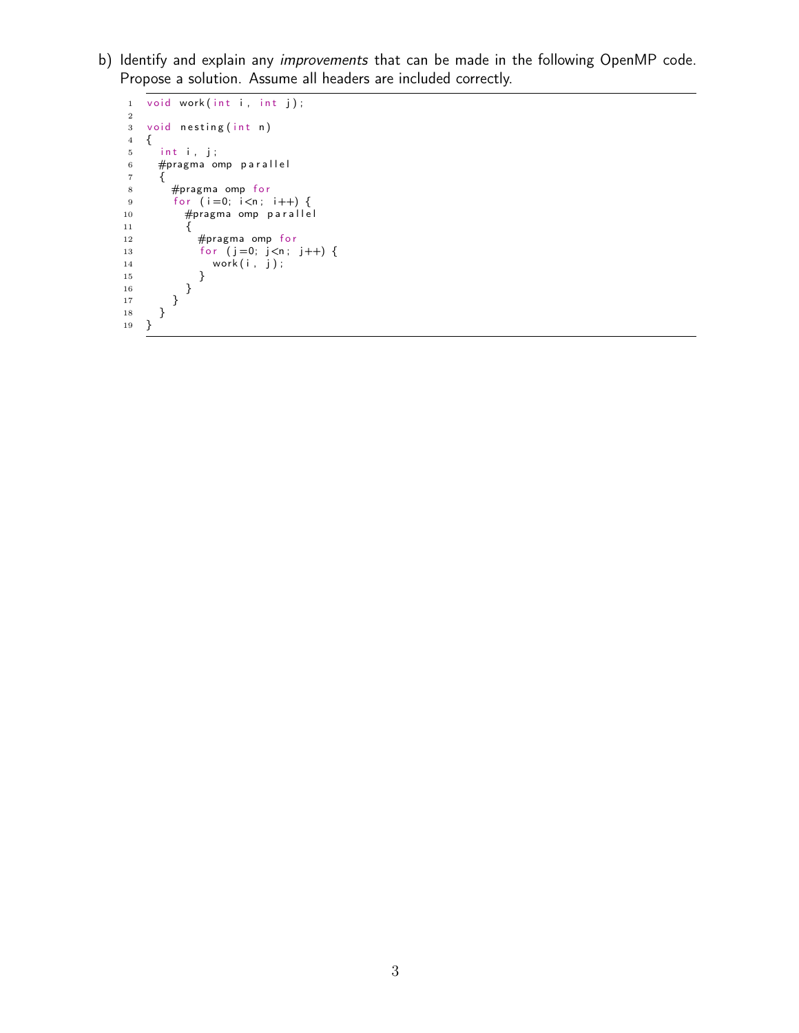b) Identify and explain any *improvements* that can be made in the following OpenMP code. Propose a solution. Assume all headers are included correctly.

```
void work(int i, int j);

void nesting(int n)
{
  int i, j;
  #pragma omp parallel
  {
    #pragma omp for
    for (i=0; i<n; i++) {
      #pragma omp parallel
      {
        #pragma omp for
        for (j=0; j<n; j++) {
          work(i, j);
        }
      }
    }
  }
}
```